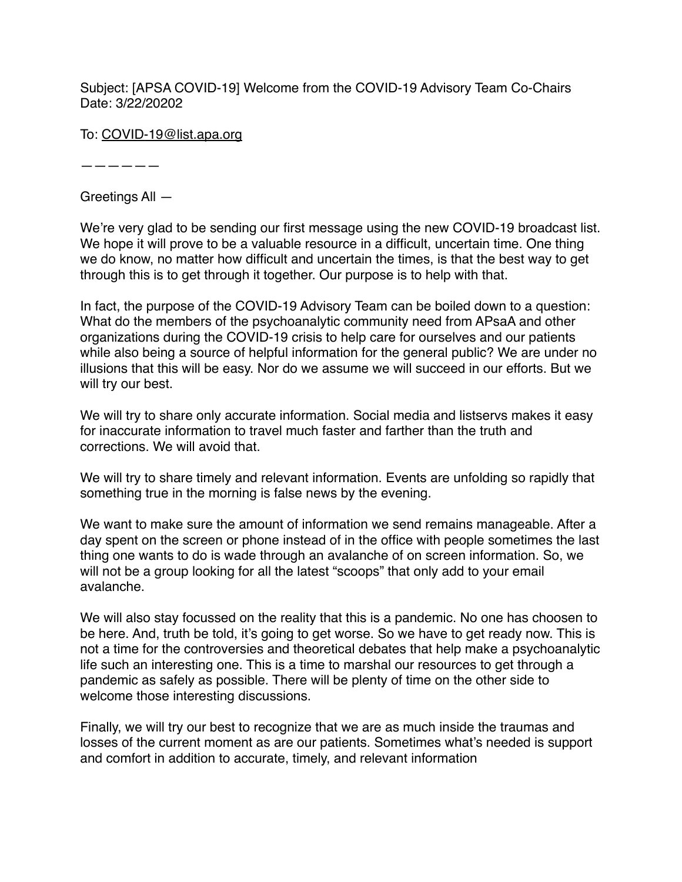Subject: [APSA COVID-19] Welcome from the COVID-19 Advisory Team Co-Chairs
Date: 3/22/20202

To: COVID-19@list.apa.org

——————

Greetings All —

We're very glad to be sending our first message using the new COVID-19 broadcast list. We hope it will prove to be a valuable resource in a difficult, uncertain time. One thing we do know, no matter how difficult and uncertain the times, is that the best way to get through this is to get through it together. Our purpose is to help with that.

In fact, the purpose of the COVID-19 Advisory Team can be boiled down to a question: What do the members of the psychoanalytic community need from APsaA and other organizations during the COVID-19 crisis to help care for ourselves and our patients while also being a source of helpful information for the general public? We are under no illusions that this will be easy. Nor do we assume we will succeed in our efforts. But we will try our best.

We will try to share only accurate information. Social media and listservs makes it easy for inaccurate information to travel much faster and farther than the truth and corrections. We will avoid that.

We will try to share timely and relevant information. Events are unfolding so rapidly that something true in the morning is false news by the evening.

We want to make sure the amount of information we send remains manageable. After a day spent on the screen or phone instead of in the office with people sometimes the last thing one wants to do is wade through an avalanche of on screen information. So, we will not be a group looking for all the latest "scoops" that only add to your email avalanche.

We will also stay focussed on the reality that this is a pandemic. No one has choosen to be here. And, truth be told, it's going to get worse. So we have to get ready now. This is not a time for the controversies and theoretical debates that help make a psychoanalytic life such an interesting one. This is a time to marshal our resources to get through a pandemic as safely as possible. There will be plenty of time on the other side to welcome those interesting discussions.

Finally, we will try our best to recognize that we are as much inside the traumas and losses of the current moment as are our patients. Sometimes what's needed is support and comfort in addition to accurate, timely, and relevant information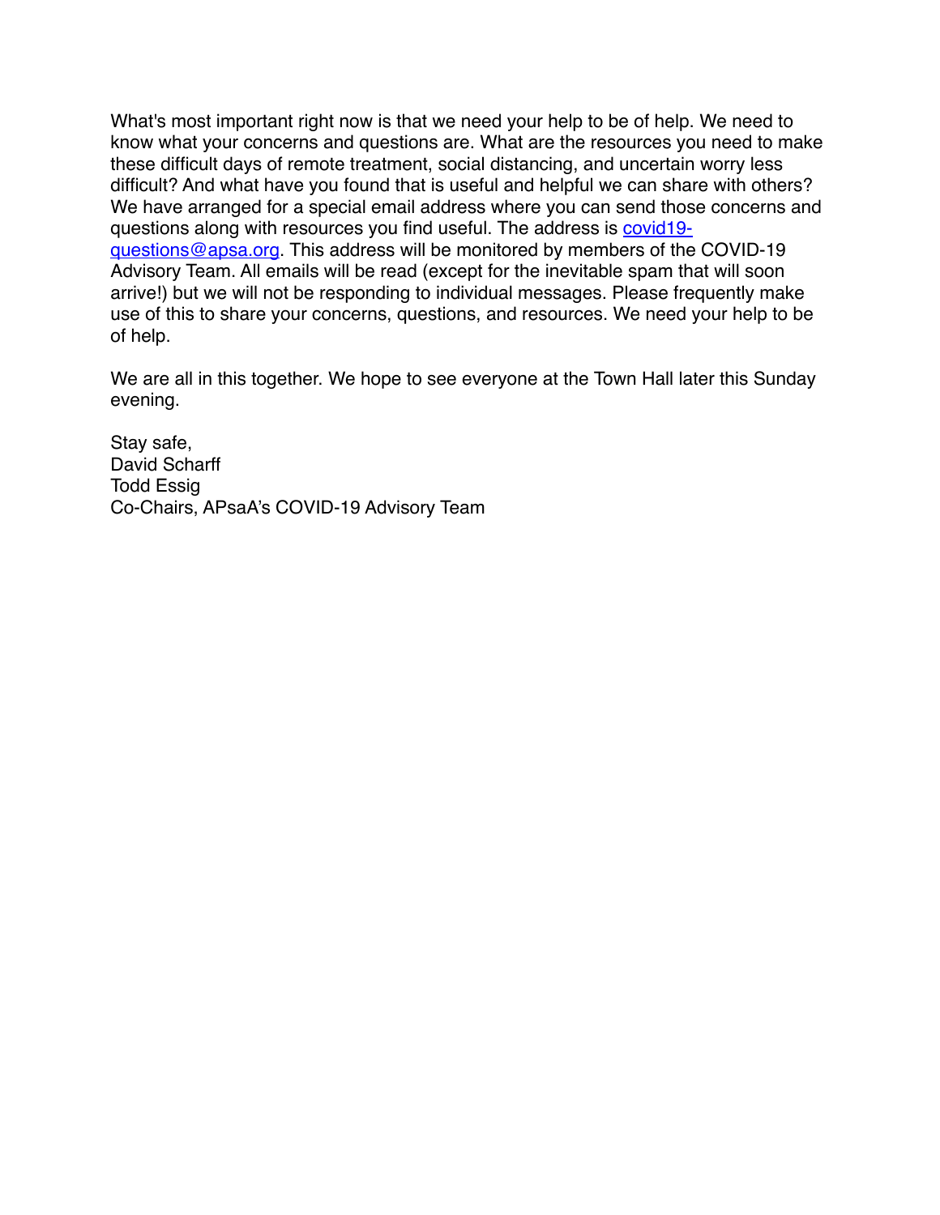What's most important right now is that we need your help to be of help. We need to know what your concerns and questions are. What are the resources you need to make these difficult days of remote treatment, social distancing, and uncertain worry less difficult? And what have you found that is useful and helpful we can share with others? We have arranged for a special email address where you can send those concerns and questions along with resources you find useful. The address is [covid19-questions@apsa.org](mailto:covid19-questions@apsa.org). This address will be monitored by members of the COVID-19 Advisory Team. All emails will be read (except for the inevitable spam that will soon arrive!) but we will not be responding to individual messages. Please frequently make use of this to share your concerns, questions, and resources. We need your help to be of help.

We are all in this together. We hope to see everyone at the Town Hall later this Sunday evening.

Stay safe,
David Scharff
Todd Essig
Co-Chairs, APsaA's COVID-19 Advisory Team